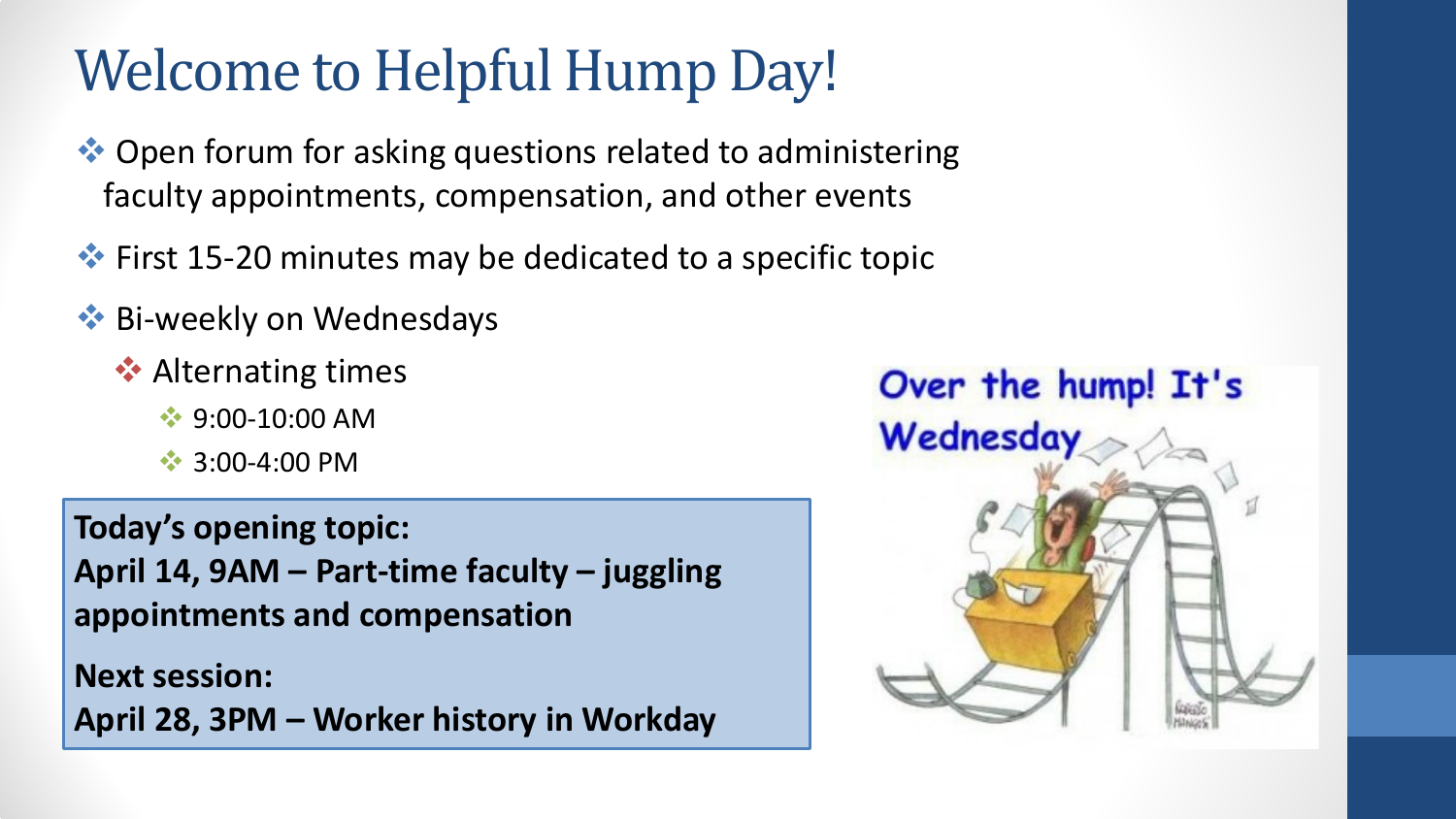# Welcome to Helpful Hump Day!

- Open forum for asking questions related to administering faculty appointments, compensation, and other events
- First 15-20 minutes may be dedicated to a specific topic
- Bi-weekly on Wednesdays
  - Alternating times
    - 9:00-10:00 AM
    - 3:00-4:00 PM

**Today's opening topic:**
**April 14, 9AM – Part-time faculty – juggling appointments and compensation**

**Next session:**
**April 28, 3PM – Worker history in Workday**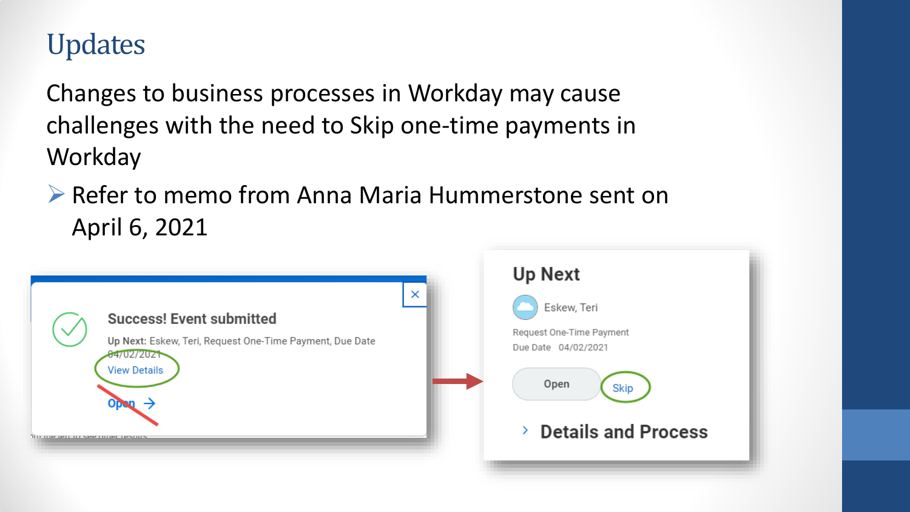# Updates

Changes to business processes in Workday may cause challenges with the need to Skip one-time payments in Workday

- Refer to memo from Anna Maria Hummerstone sent on April 6, 2021

Success! Event submitted

Up Next: Eskew, Teri, Request One-Time Payment, Due Date 04/02/2021

View Details

Open →

Up Next

Eskew, Teri

Request One-Time Payment

Due Date 04/02/2021

Open Skip

Details and Process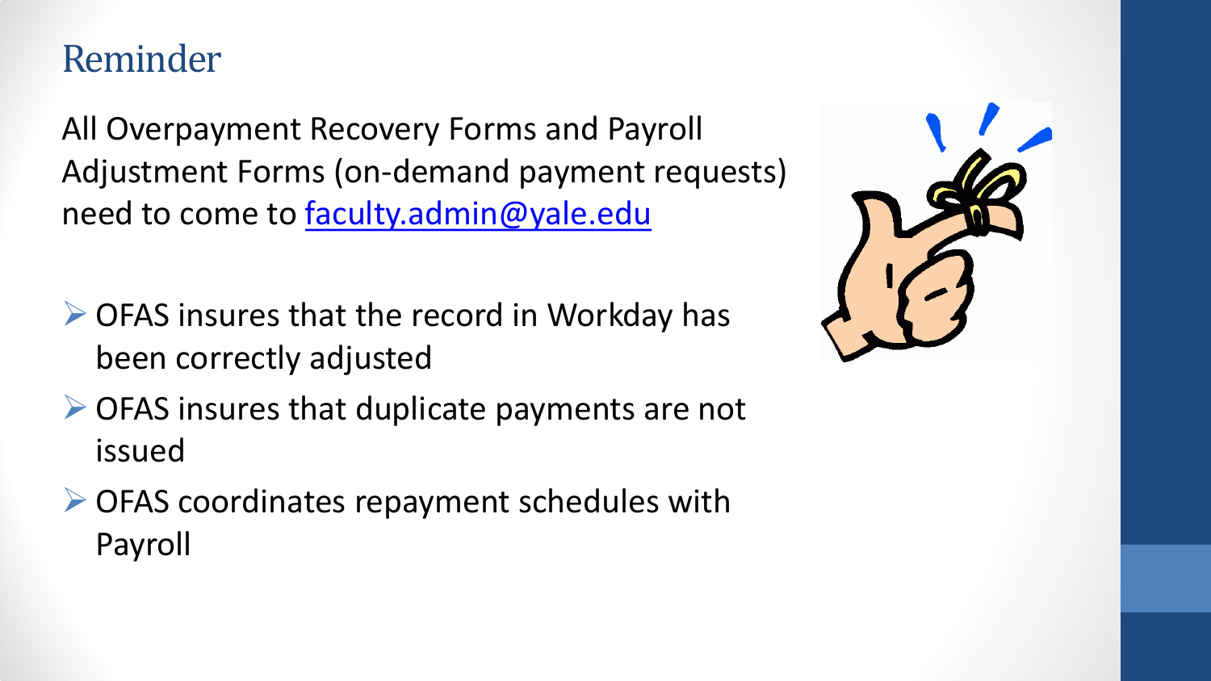# Reminder

All Overpayment Recovery Forms and Payroll Adjustment Forms (on-demand payment requests) need to come to [faculty.admin@yale.edu](mailto:faculty.admin@yale.edu)

- OFAS insures that the record in Workday has been correctly adjusted
- OFAS insures that duplicate payments are not issued
- OFAS coordinates repayment schedules with Payroll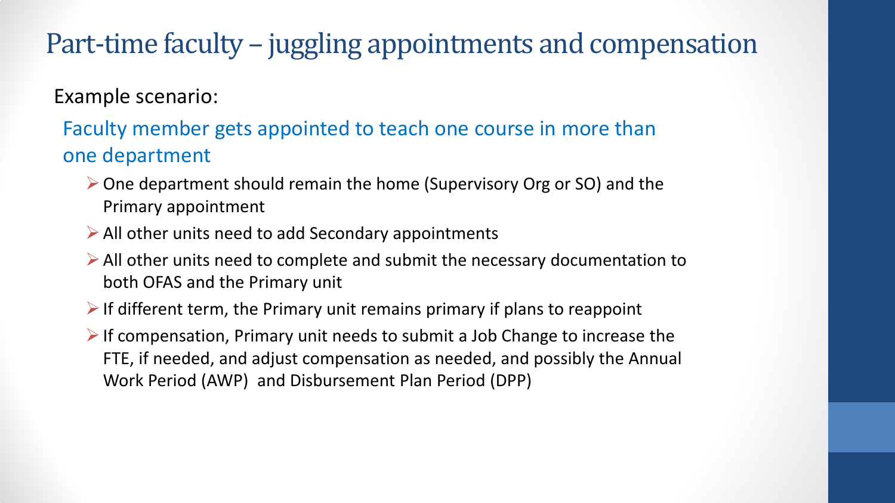# Part-time faculty – juggling appointments and compensation

Example scenario:

Faculty member gets appointed to teach one course in more than one department

- One department should remain the home (Supervisory Org or SO) and the Primary appointment
- All other units need to add Secondary appointments
- All other units need to complete and submit the necessary documentation to both OFAS and the Primary unit
- If different term, the Primary unit remains primary if plans to reappoint
- If compensation, Primary unit needs to submit a Job Change to increase the FTE, if needed, and adjust compensation as needed, and possibly the Annual Work Period (AWP) and Disbursement Plan Period (DPP)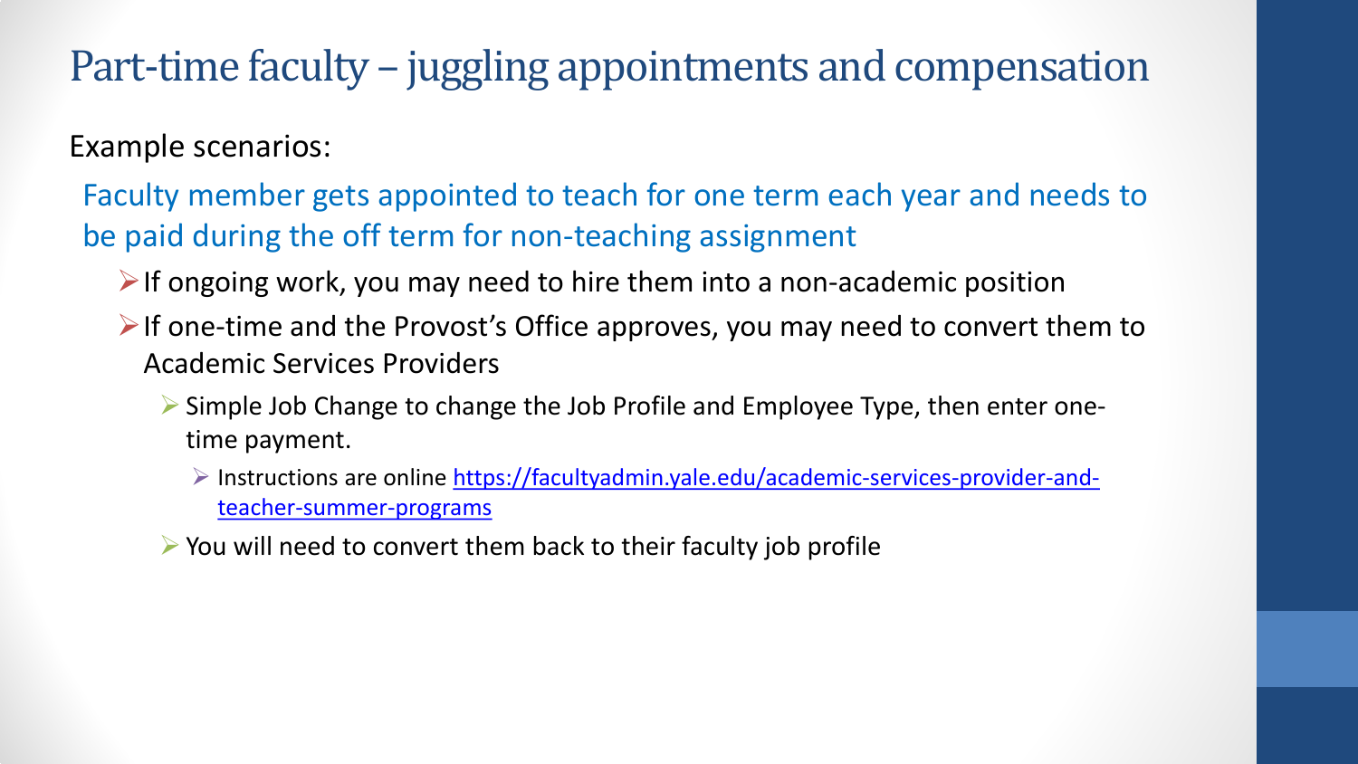# Part-time faculty – juggling appointments and compensation

Example scenarios:

Faculty member gets appointed to teach for one term each year and needs to be paid during the off term for non-teaching assignment

- If ongoing work, you may need to hire them into a non-academic position
- If one-time and the Provost's Office approves, you may need to convert them to Academic Services Providers
  - Simple Job Change to change the Job Profile and Employee Type, then enter one-time payment.
    - Instructions are online [https://facultyadmin.yale.edu/academic-services-provider-and-teacher-summer-programs](https://facultyadmin.yale.edu/academic-services-provider-and-teacher-summer-programs)
  - You will need to convert them back to their faculty job profile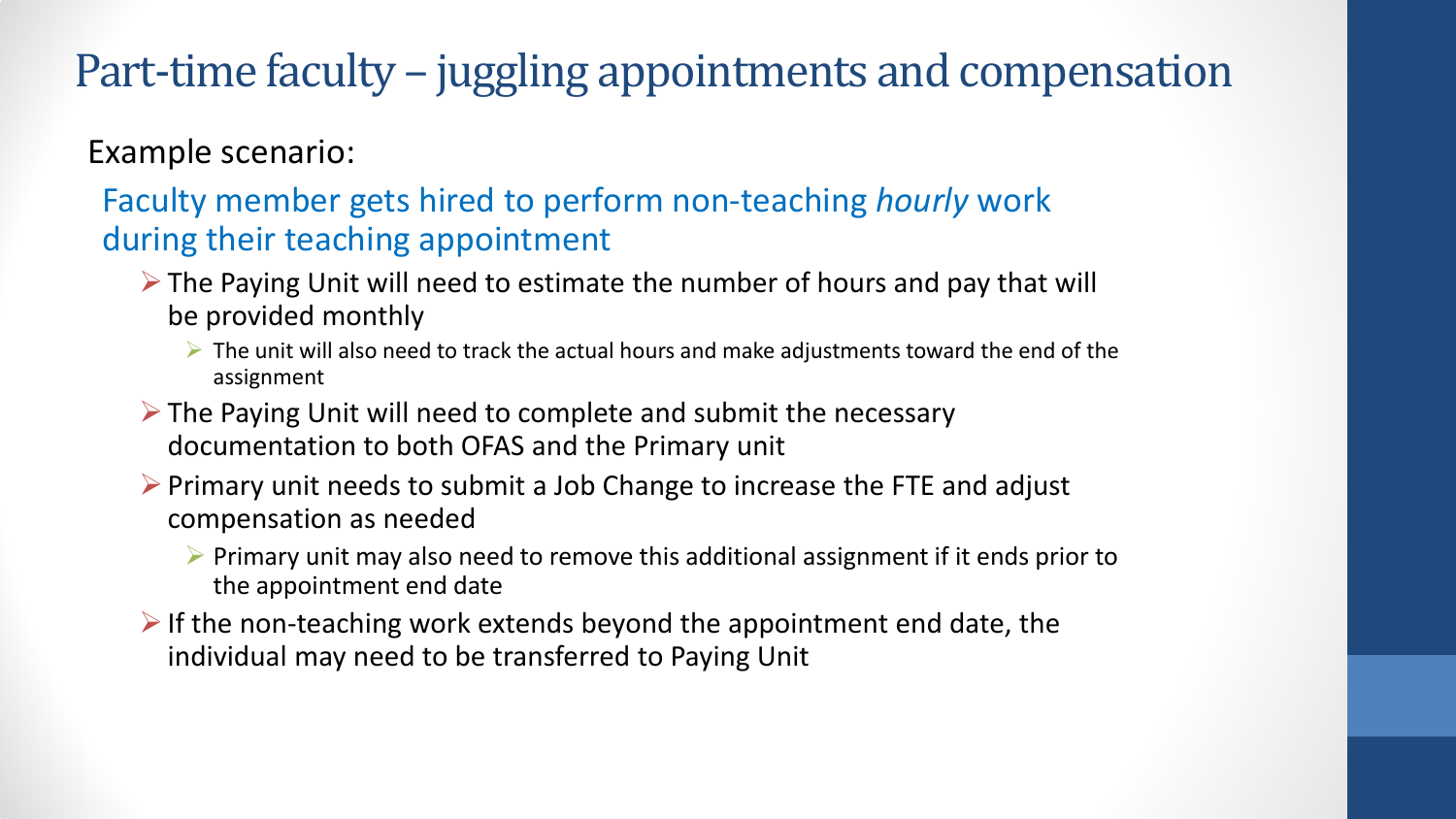# Part-time faculty – juggling appointments and compensation

Example scenario:

### Faculty member gets hired to perform non-teaching *hourly* work during their teaching appointment

- The Paying Unit will need to estimate the number of hours and pay that will be provided monthly
  - The unit will also need to track the actual hours and make adjustments toward the end of the assignment
- The Paying Unit will need to complete and submit the necessary documentation to both OFAS and the Primary unit
- Primary unit needs to submit a Job Change to increase the FTE and adjust compensation as needed
  - Primary unit may also need to remove this additional assignment if it ends prior to the appointment end date
- If the non-teaching work extends beyond the appointment end date, the individual may need to be transferred to Paying Unit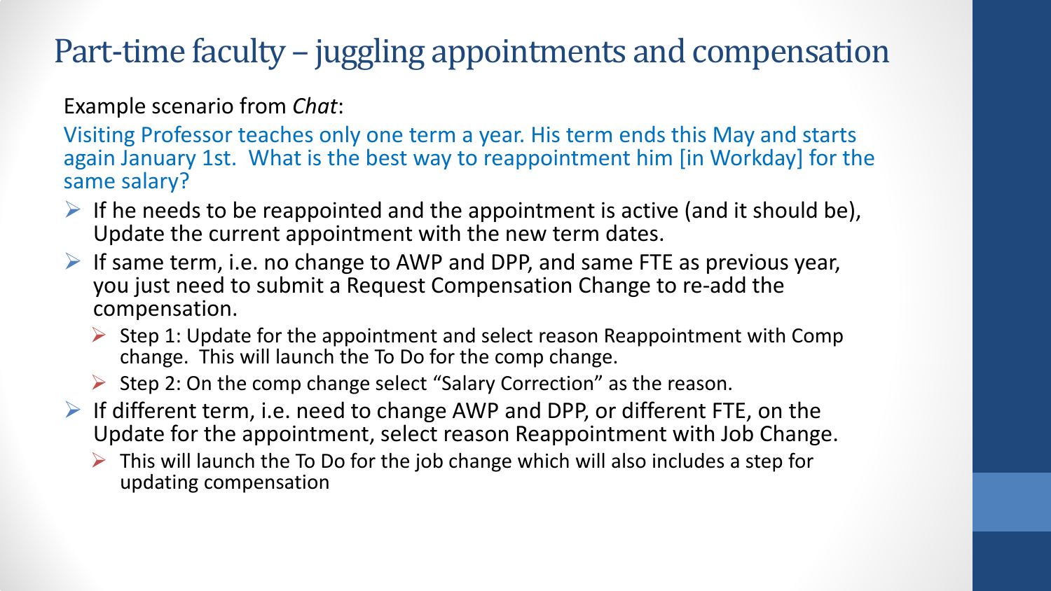# Part-time faculty – juggling appointments and compensation

Example scenario from *Chat*:

Visiting Professor teaches only one term a year. His term ends this May and starts again January 1st. What is the best way to reappointment him [in Workday] for the same salary?

- If he needs to be reappointed and the appointment is active (and it should be), Update the current appointment with the new term dates.
- If same term, i.e. no change to AWP and DPP, and same FTE as previous year, you just need to submit a Request Compensation Change to re-add the compensation.
  - Step 1: Update for the appointment and select reason Reappointment with Comp change. This will launch the To Do for the comp change.
  - Step 2: On the comp change select "Salary Correction" as the reason.
- If different term, i.e. need to change AWP and DPP, or different FTE, on the Update for the appointment, select reason Reappointment with Job Change.
  - This will launch the To Do for the job change which will also includes a step for updating compensation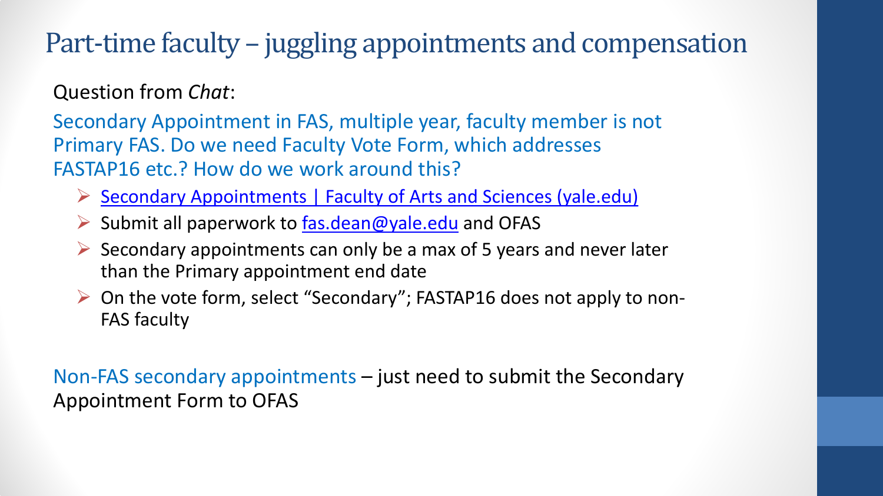# Part-time faculty – juggling appointments and compensation

Question from *Chat*:

Secondary Appointment in FAS, multiple year, faculty member is not Primary FAS. Do we need Faculty Vote Form, which addresses FASTAP16 etc.? How do we work around this?

- Secondary Appointments | Faculty of Arts and Sciences (yale.edu)
- Submit all paperwork to fas.dean@yale.edu and OFAS
- Secondary appointments can only be a max of 5 years and never later than the Primary appointment end date
- On the vote form, select "Secondary"; FASTAP16 does not apply to non-FAS faculty

Non-FAS secondary appointments – just need to submit the Secondary Appointment Form to OFAS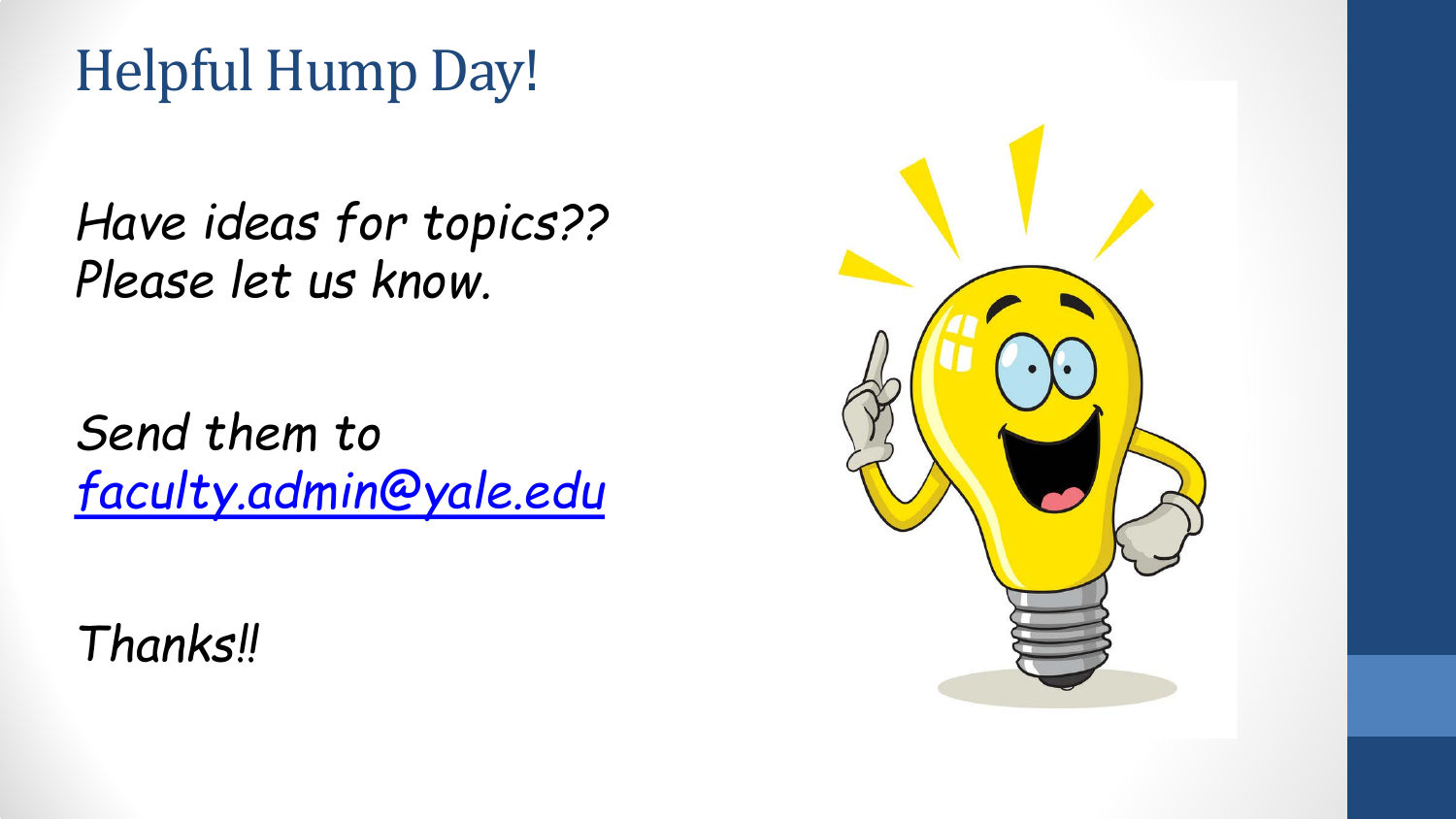# Helpful Hump Day!

*Have ideas for topics??*
*Please let us know.*

*Send them to [faculty.admin@yale.edu](mailto:faculty.admin@yale.edu)*

*Thanks!!*